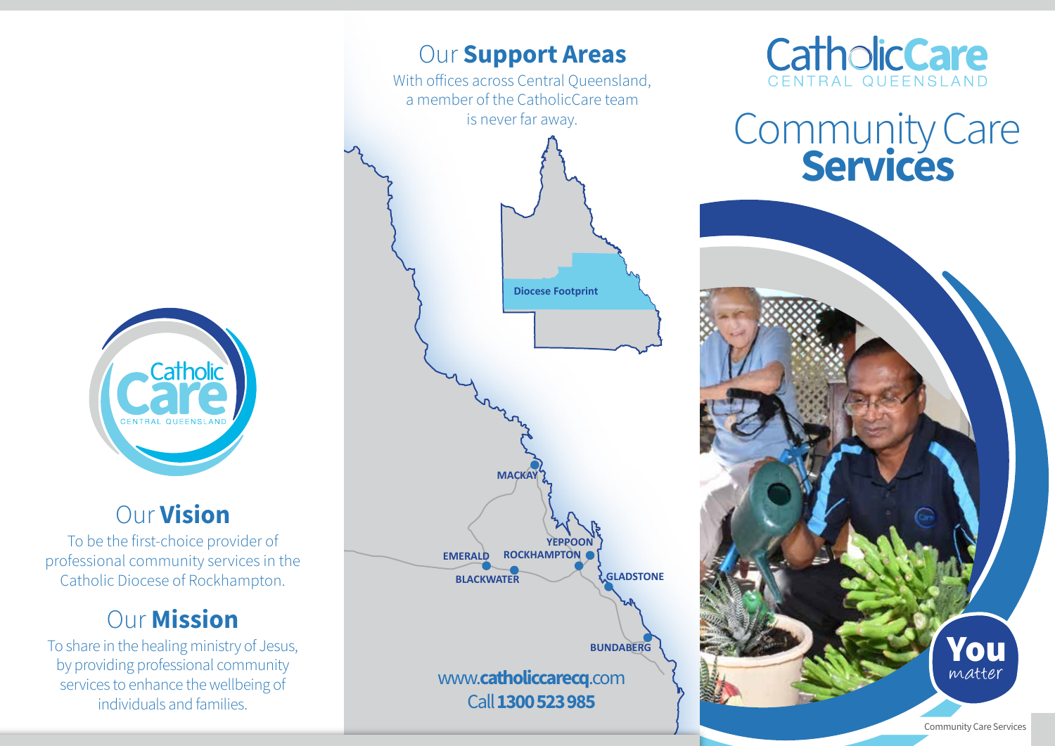## Our **Vision**

To be the first-choice provider of professional community services in the Catholic Diocese of Rockhampton.

## Our **Mission**

To share in the healing ministry of Jesus, by providing professional community services to enhance the wellbeing of individuals and families.

## Our **Support Areas**

With offices across Central Queensland, a member of the CatholicCare team is never far away.

Diocese Footprint

MACKAY
YEPPOON
EMERALD
ROCKHAMPTON
BLACKWATER
GLADSTONE
BUNDABERG

www.**catholiccarecq**.com
Call **1300 523 985**

# CatholicCare CENTRAL QUEENSLAND

# Community Care **Services**

**You** *matter*

Community Care Services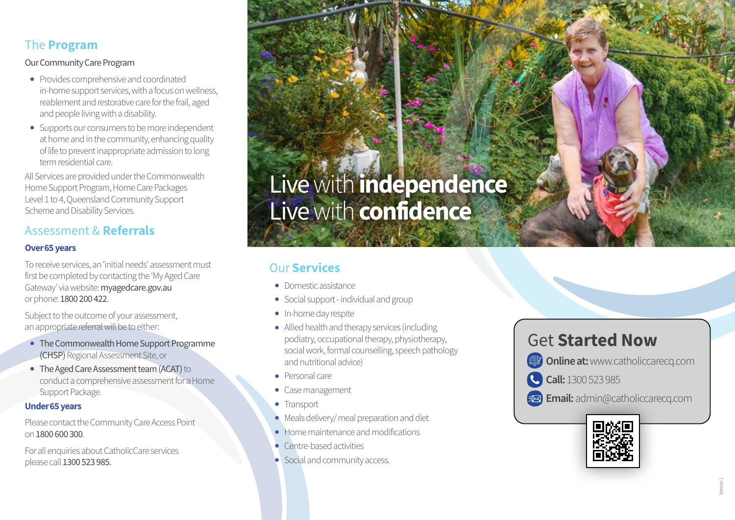## The **Program**

Our Community Care Program

- Provides comprehensive and coordinated in-home support services, with a focus on wellness, reablement and restorative care for the frail, aged and people living with a disability.
- Supports our consumers to be more independent at home and in the community, enhancing quality of life to prevent inappropriate admission to long term residential care.

All Services are provided under the Commonwealth Home Support Program, Home Care Packages Level 1 to 4, Queensland Community Support Scheme and Disability Services.

## Assessment & **Referrals**

### Over 65 years

To receive services, an 'initial needs' assessment must first be completed by contacting the 'My Aged Care Gateway' via website: myagedcare.gov.au or phone: 1800 200 422.

Subject to the outcome of your assessment, an appropriate referral will be to either:

- The Commonwealth Home Support Programme (CHSP) Regional Assessment Site, or
- The Aged Care Assessment team (ACAT) to conduct a comprehensive assessment for a Home Support Package.

### Under 65 years

Please contact the Community Care Access Point on 1800 600 300.

For all enquiries about CatholicCare services please call 1300 523 985.

# Live with **independence** Live with **confidence**

## Our **Services**

- Domestic assistance
- Social support - individual and group
- In-home day respite
- Allied health and therapy services (including podiatry, occupational therapy, physiotherapy, social work, formal counselling, speech pathology and nutritional advice)
- Personal care
- Case management
- Transport
- Meals delivery/ meal preparation and diet
- Home maintenance and modifications
- Centre-based activities
- Social and community access.

## Get **Started Now**

**Online at:** www.catholiccarecq.com

**Call:** 1300 523 985

**Email:** admin@catholiccarecq.com

Version 1